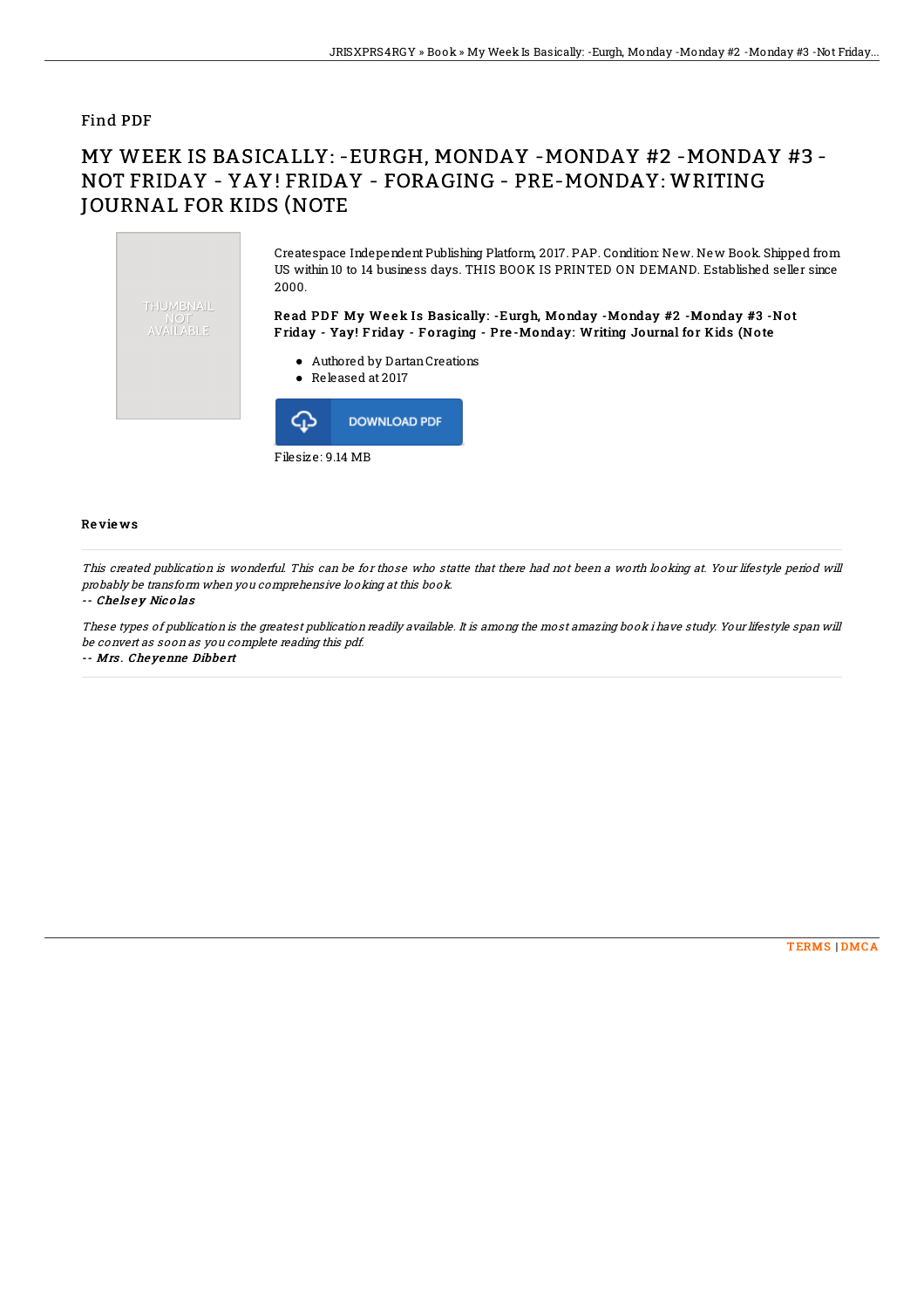Find PDF

# MY WEEK IS BASICALLY: -EURGH, MONDAY -MONDAY #2 -MONDAY #3 -NOT FRIDAY - YAY! FRIDAY - FORAGING - PRE-MONDAY: WRITING JOURNAL FOR KIDS (NOTE

THUMBNAIL NOT AVAILABLE

Createspace Independent Publishing Platform, 2017. PAP. Condition: New. New Book. Shipped from US within 10 to 14 business days. THIS BOOK IS PRINTED ON DEMAND. Established seller since 2000.

**Read PDF My Week Is Basically: -Eurgh, Monday -Monday #2 -Monday #3 -Not Friday - Yay! Friday - Foraging - Pre-Monday: Writing Journal for Kids (Note**

- Authored by Dartan Creations
- Released at 2017

DOWNLOAD PDF

Filesize: 9.14 MB

## Reviews

*This created publication is wonderful. This can be for those who statte that there had not been a worth looking at. Your lifestyle period will probably be transform when you comprehensive looking at this book.*

*-- Chelsey Nicolas*

*These types of publication is the greatest publication readily available. It is among the most amazing book i have study. Your lifestyle span will be convert as soon as you complete reading this pdf.*

*-- Mrs. Cheyenne Dibbert*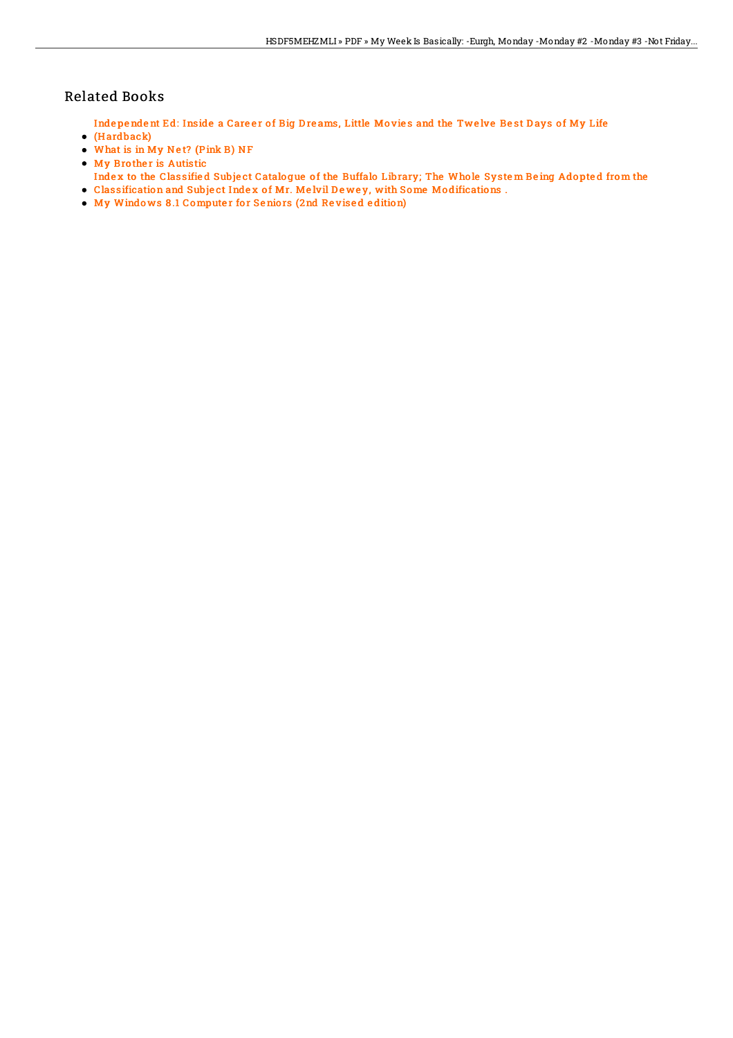## Related Books

- Independent Ed: Inside a Career of Big Dreams, Little Movies and the Twelve Best Days of My Life (Hardback)
- What is in My Net? (Pink B) NF
- My Brother is Autistic
- Index to the Classified Subject Catalogue of the Buffalo Library; The Whole System Being Adopted from the Classification and Subject Index of Mr. Melvil Dewey, with Some Modifications .
- My Windows 8.1 Computer for Seniors (2nd Revised edition)